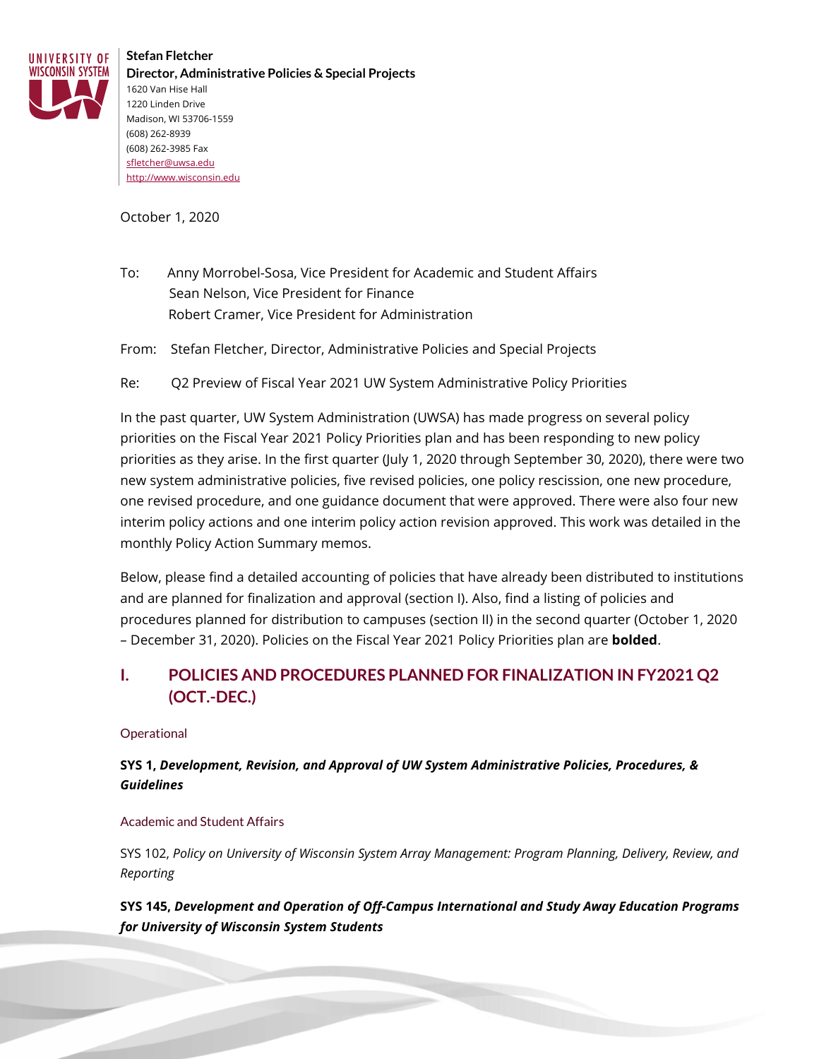UNIVERSITY OF WISCONSIN SYSTEM

**Stefan Fletcher**
**Director, Administrative Policies & Special Projects**
1620 Van Hise Hall
1220 Linden Drive
Madison, WI 53706-1559
(608) 262-8939
(608) 262-3985 Fax
sfletcher@uwsa.edu
http://www.wisconsin.edu

October 1, 2020

To: Anny Morrobel-Sosa, Vice President for Academic and Student Affairs
Sean Nelson, Vice President for Finance
Robert Cramer, Vice President for Administration

From: Stefan Fletcher, Director, Administrative Policies and Special Projects

Re: Q2 Preview of Fiscal Year 2021 UW System Administrative Policy Priorities

In the past quarter, UW System Administration (UWSA) has made progress on several policy priorities on the Fiscal Year 2021 Policy Priorities plan and has been responding to new policy priorities as they arise. In the first quarter (July 1, 2020 through September 30, 2020), there were two new system administrative policies, five revised policies, one policy rescission, one new procedure, one revised procedure, and one guidance document that were approved. There were also four new interim policy actions and one interim policy action revision approved. This work was detailed in the monthly Policy Action Summary memos.

Below, please find a detailed accounting of policies that have already been distributed to institutions and are planned for finalization and approval (section I). Also, find a listing of policies and procedures planned for distribution to campuses (section II) in the second quarter (October 1, 2020 – December 31, 2020). Policies on the Fiscal Year 2021 Policy Priorities plan are **bolded**.

## I. POLICIES AND PROCEDURES PLANNED FOR FINALIZATION IN FY2021 Q2 (OCT.-DEC.)

### Operational

**SYS 1, *Development, Revision, and Approval of UW System Administrative Policies, Procedures, & Guidelines***

### Academic and Student Affairs

SYS 102, *Policy on University of Wisconsin System Array Management: Program Planning, Delivery, Review, and Reporting*

**SYS 145, *Development and Operation of Off-Campus International and Study Away Education Programs for University of Wisconsin System Students***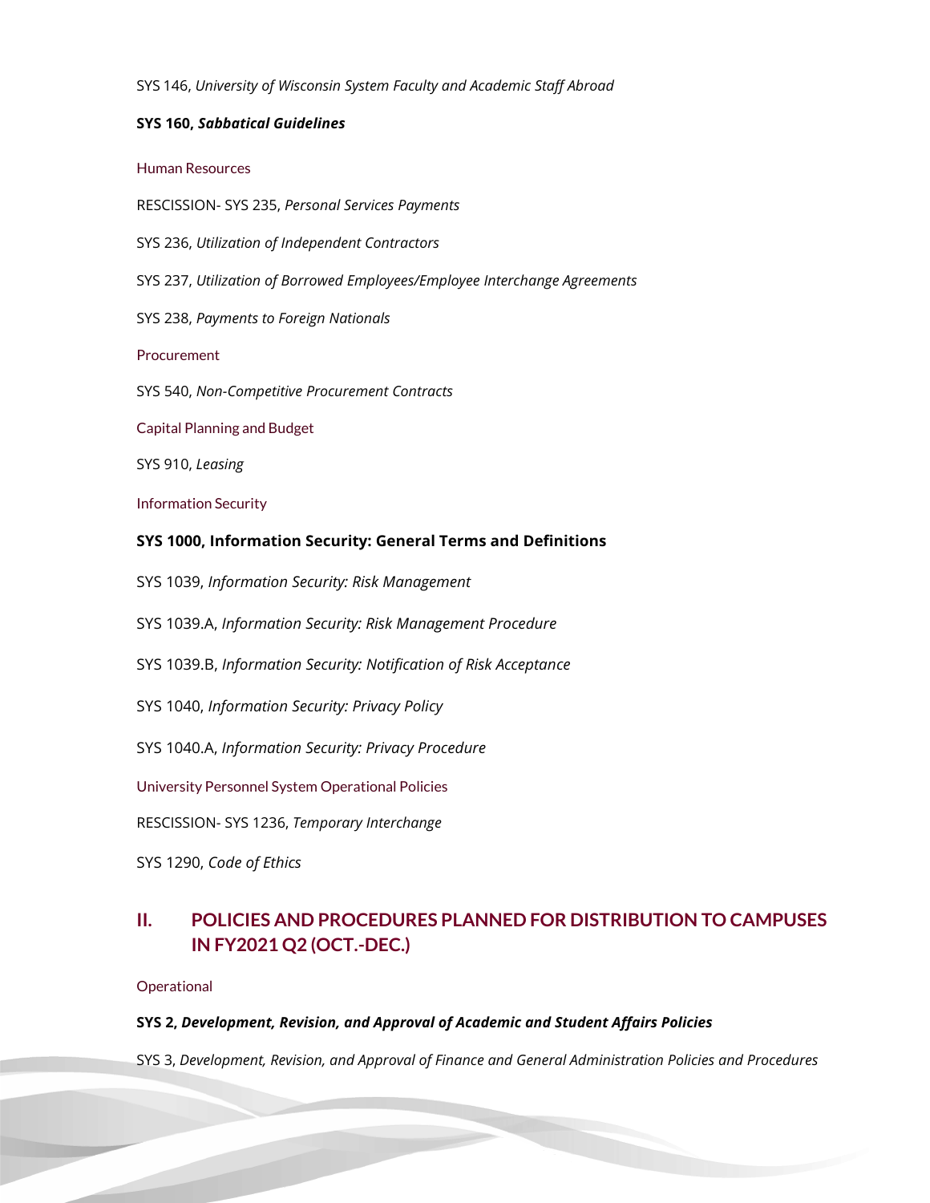SYS 146, *University of Wisconsin System Faculty and Academic Staff Abroad*

**SYS 160, *Sabbatical Guidelines***

Human Resources

RESCISSION- SYS 235, *Personal Services Payments*

SYS 236, *Utilization of Independent Contractors*

SYS 237, *Utilization of Borrowed Employees/Employee Interchange Agreements*

SYS 238, *Payments to Foreign Nationals*

Procurement

SYS 540, *Non-Competitive Procurement Contracts*

Capital Planning and Budget

SYS 910, *Leasing*

Information Security

**SYS 1000, Information Security: General Terms and Definitions**

SYS 1039, *Information Security: Risk Management*

SYS 1039.A, *Information Security: Risk Management Procedure*

SYS 1039.B, *Information Security: Notification of Risk Acceptance*

SYS 1040, *Information Security: Privacy Policy*

SYS 1040.A, *Information Security: Privacy Procedure*

University Personnel System Operational Policies

RESCISSION- SYS 1236, *Temporary Interchange*

SYS 1290, *Code of Ethics*

## II. POLICIES AND PROCEDURES PLANNED FOR DISTRIBUTION TO CAMPUSES IN FY2021 Q2 (OCT.-DEC.)

Operational

**SYS 2, *Development, Revision, and Approval of Academic and Student Affairs Policies***

SYS 3, *Development, Revision, and Approval of Finance and General Administration Policies and Procedures*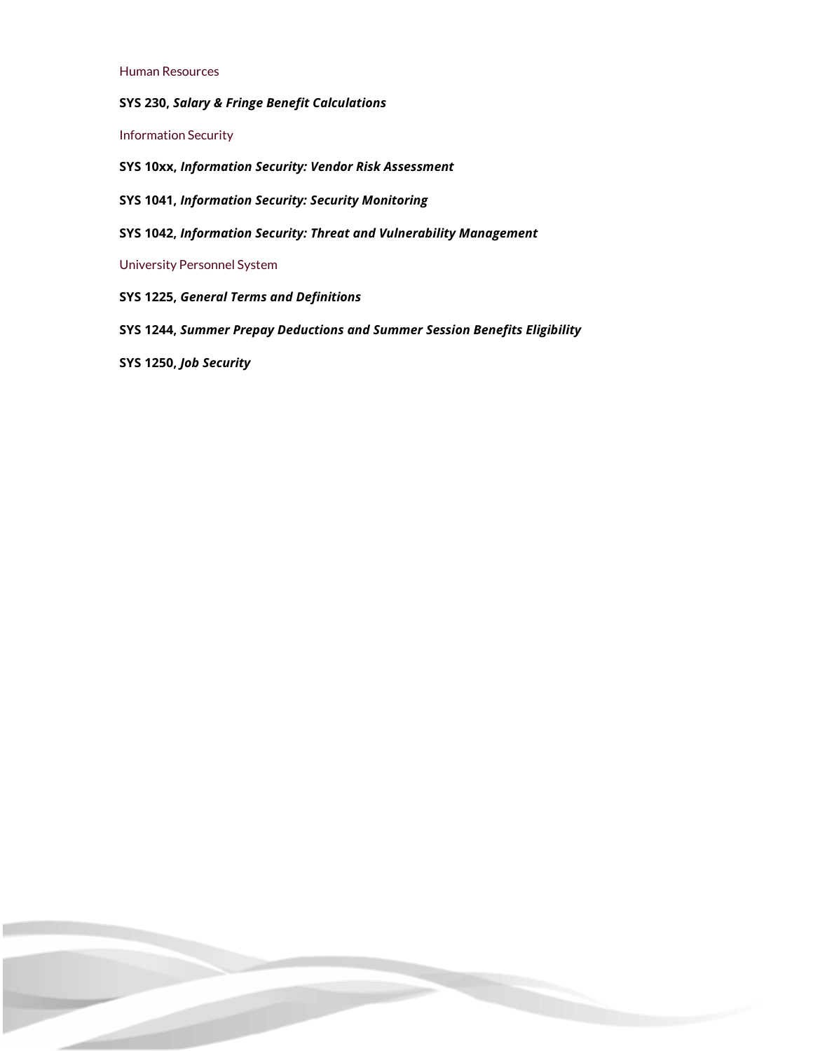Human Resources

**SYS 230, *Salary & Fringe Benefit Calculations***

Information Security

**SYS 10xx, *Information Security: Vendor Risk Assessment***

**SYS 1041, *Information Security: Security Monitoring***

**SYS 1042, *Information Security: Threat and Vulnerability Management***

University Personnel System

**SYS 1225, *General Terms and Definitions***

**SYS 1244, *Summer Prepay Deductions and Summer Session Benefits Eligibility***

**SYS 1250, *Job Security***